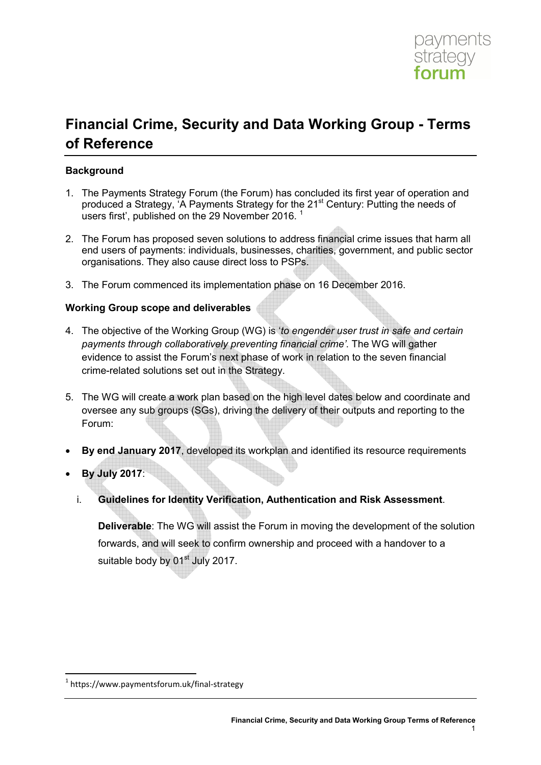payments strategy forum

# Financial Crime, Security and Data Working Group - Terms of Reference

**Background**

1. The Payments Strategy Forum (the Forum) has concluded its first year of operation and produced a Strategy, 'A Payments Strategy for the 21st Century: Putting the needs of users first', published on the 29 November 2016. [1]

2. The Forum has proposed seven solutions to address financial crime issues that harm all end users of payments: individuals, businesses, charities, government, and public sector organisations. They also cause direct loss to PSPs.

3. The Forum commenced its implementation phase on 16 December 2016.

**Working Group scope and deliverables**

4. The objective of the Working Group (WG) is '*to engender user trust in safe and certain payments through collaboratively preventing financial crime*'. The WG will gather evidence to assist the Forum's next phase of work in relation to the seven financial crime-related solutions set out in the Strategy.

5. The WG will create a work plan based on the high level dates below and coordinate and oversee any sub groups (SGs), driving the delivery of their outputs and reporting to the Forum:

- **By end January 2017**, developed its workplan and identified its resource requirements
- **By July 2017**:

   i. **Guidelines for Identity Verification, Authentication and Risk Assessment**.

   **Deliverable**: The WG will assist the Forum in moving the development of the solution forwards, and will seek to confirm ownership and proceed with a handover to a suitable body by 01st July 2017.

[1] https://www.paymentsforum.uk/final-strategy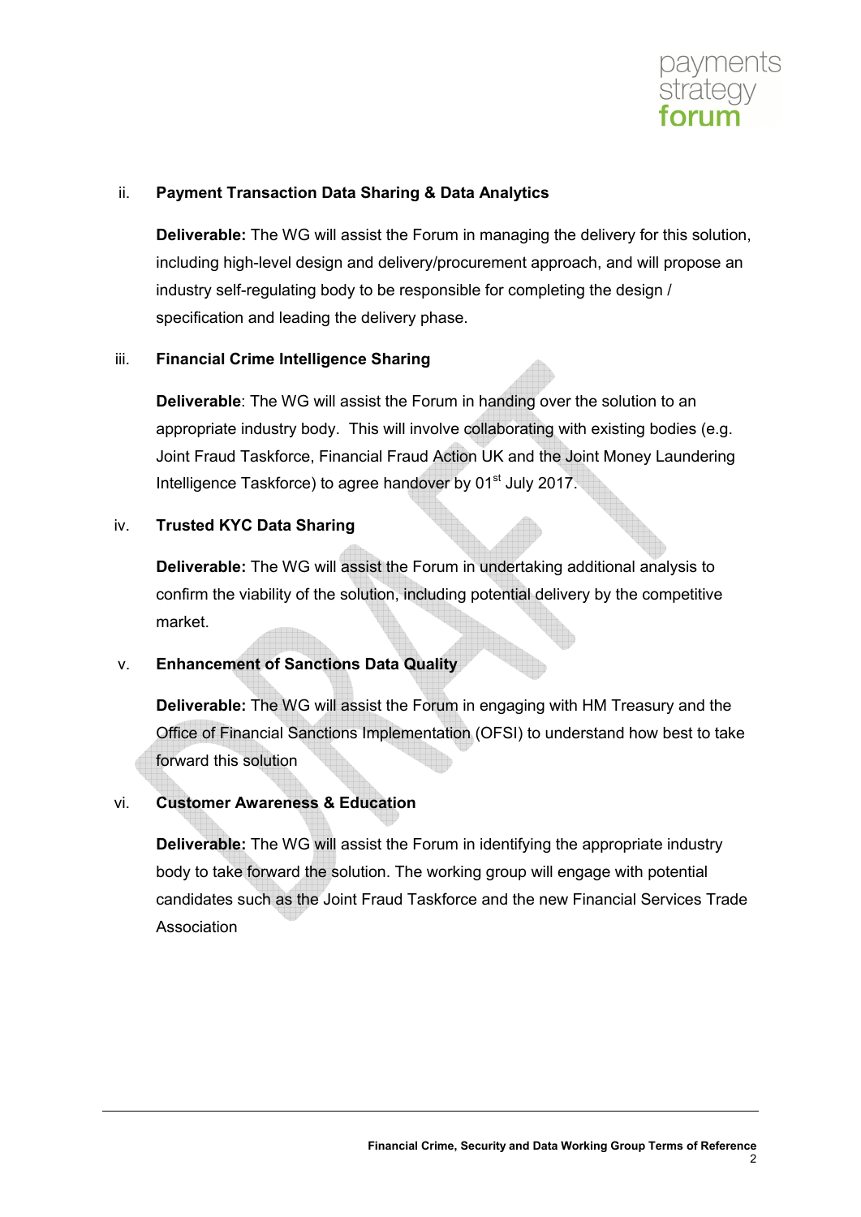ii. **Payment Transaction Data Sharing & Data Analytics**

**Deliverable:** The WG will assist the Forum in managing the delivery for this solution, including high-level design and delivery/procurement approach, and will propose an industry self-regulating body to be responsible for completing the design / specification and leading the delivery phase.

iii. **Financial Crime Intelligence Sharing**

**Deliverable**: The WG will assist the Forum in handing over the solution to an appropriate industry body. This will involve collaborating with existing bodies (e.g. Joint Fraud Taskforce, Financial Fraud Action UK and the Joint Money Laundering Intelligence Taskforce) to agree handover by 01st July 2017.

iv. **Trusted KYC Data Sharing**

**Deliverable:** The WG will assist the Forum in undertaking additional analysis to confirm the viability of the solution, including potential delivery by the competitive market.

v. **Enhancement of Sanctions Data Quality**

**Deliverable:** The WG will assist the Forum in engaging with HM Treasury and the Office of Financial Sanctions Implementation (OFSI) to understand how best to take forward this solution

vi. **Customer Awareness & Education**

**Deliverable:** The WG will assist the Forum in identifying the appropriate industry body to take forward the solution. The working group will engage with potential candidates such as the Joint Fraud Taskforce and the new Financial Services Trade Association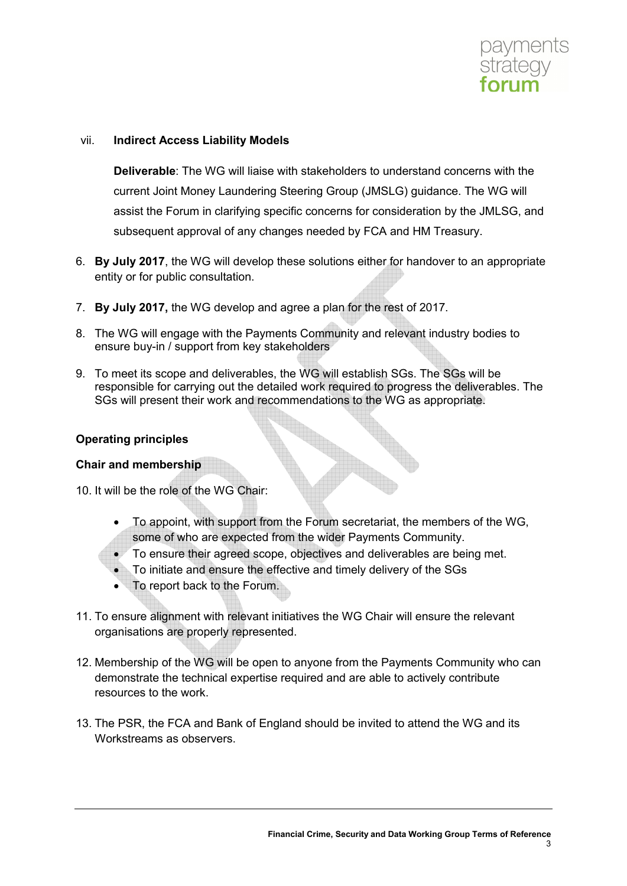vii. **Indirect Access Liability Models**

**Deliverable**: The WG will liaise with stakeholders to understand concerns with the current Joint Money Laundering Steering Group (JMSLG) guidance. The WG will assist the Forum in clarifying specific concerns for consideration by the JMLSG, and subsequent approval of any changes needed by FCA and HM Treasury.

6. **By July 2017**, the WG will develop these solutions either for handover to an appropriate entity or for public consultation.

7. **By July 2017,** the WG develop and agree a plan for the rest of 2017.

8. The WG will engage with the Payments Community and relevant industry bodies to ensure buy-in / support from key stakeholders

9. To meet its scope and deliverables, the WG will establish SGs. The SGs will be responsible for carrying out the detailed work required to progress the deliverables. The SGs will present their work and recommendations to the WG as appropriate.

## Operating principles

### Chair and membership

10. It will be the role of the WG Chair:

    - To appoint, with support from the Forum secretariat, the members of the WG, some of who are expected from the wider Payments Community.
    - To ensure their agreed scope, objectives and deliverables are being met.
    - To initiate and ensure the effective and timely delivery of the SGs
    - To report back to the Forum.

11. To ensure alignment with relevant initiatives the WG Chair will ensure the relevant organisations are properly represented.

12. Membership of the WG will be open to anyone from the Payments Community who can demonstrate the technical expertise required and are able to actively contribute resources to the work.

13. The PSR, the FCA and Bank of England should be invited to attend the WG and its Workstreams as observers.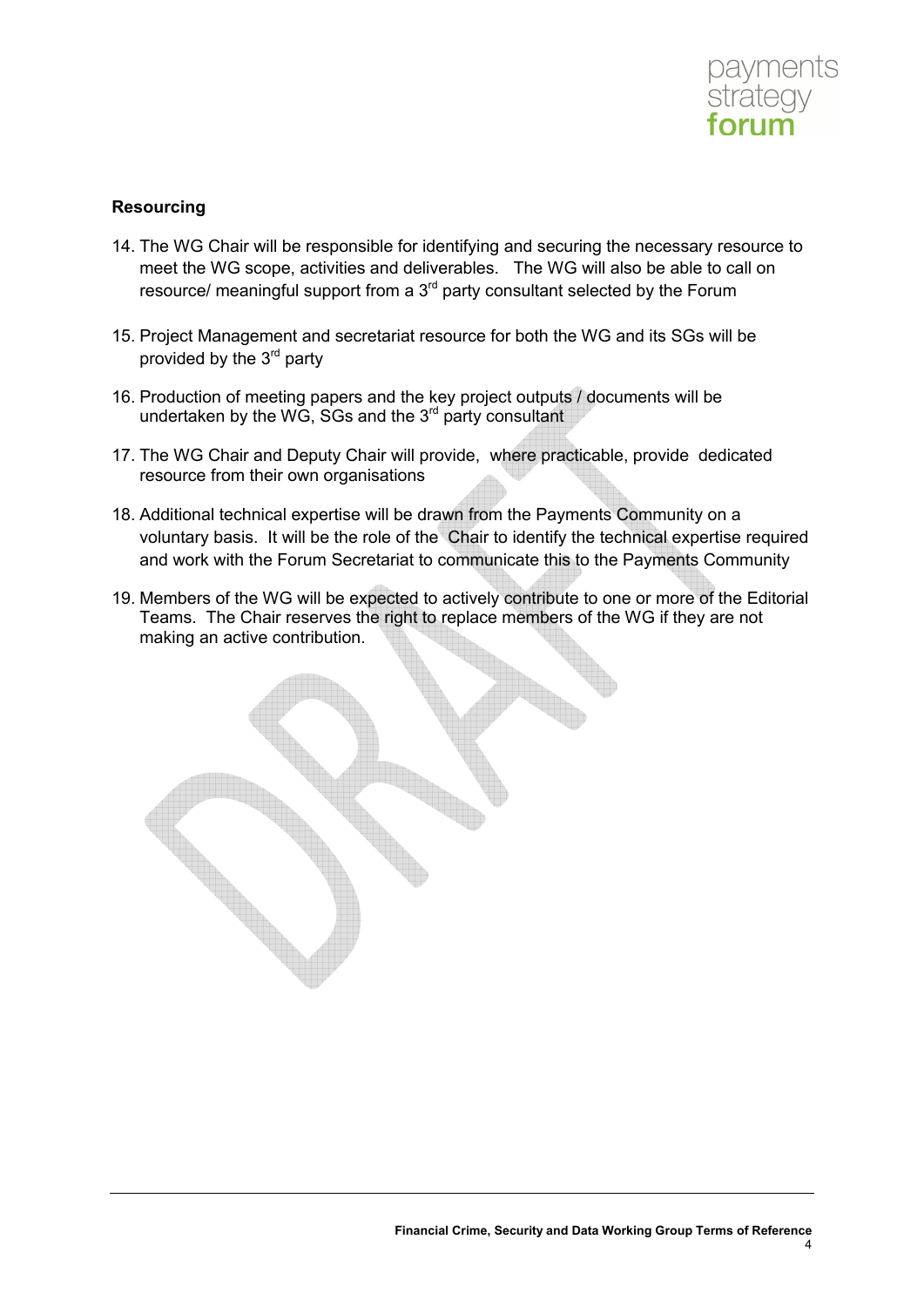## Resourcing

14. The WG Chair will be responsible for identifying and securing the necessary resource to meet the WG scope, activities and deliverables. The WG will also be able to call on resource/ meaningful support from a 3rd party consultant selected by the Forum

15. Project Management and secretariat resource for both the WG and its SGs will be provided by the 3rd party

16. Production of meeting papers and the key project outputs / documents will be undertaken by the WG, SGs and the 3rd party consultant

17. The WG Chair and Deputy Chair will provide, where practicable, provide dedicated resource from their own organisations

18. Additional technical expertise will be drawn from the Payments Community on a voluntary basis. It will be the role of the Chair to identify the technical expertise required and work with the Forum Secretariat to communicate this to the Payments Community

19. Members of the WG will be expected to actively contribute to one or more of the Editorial Teams. The Chair reserves the right to replace members of the WG if they are not making an active contribution.